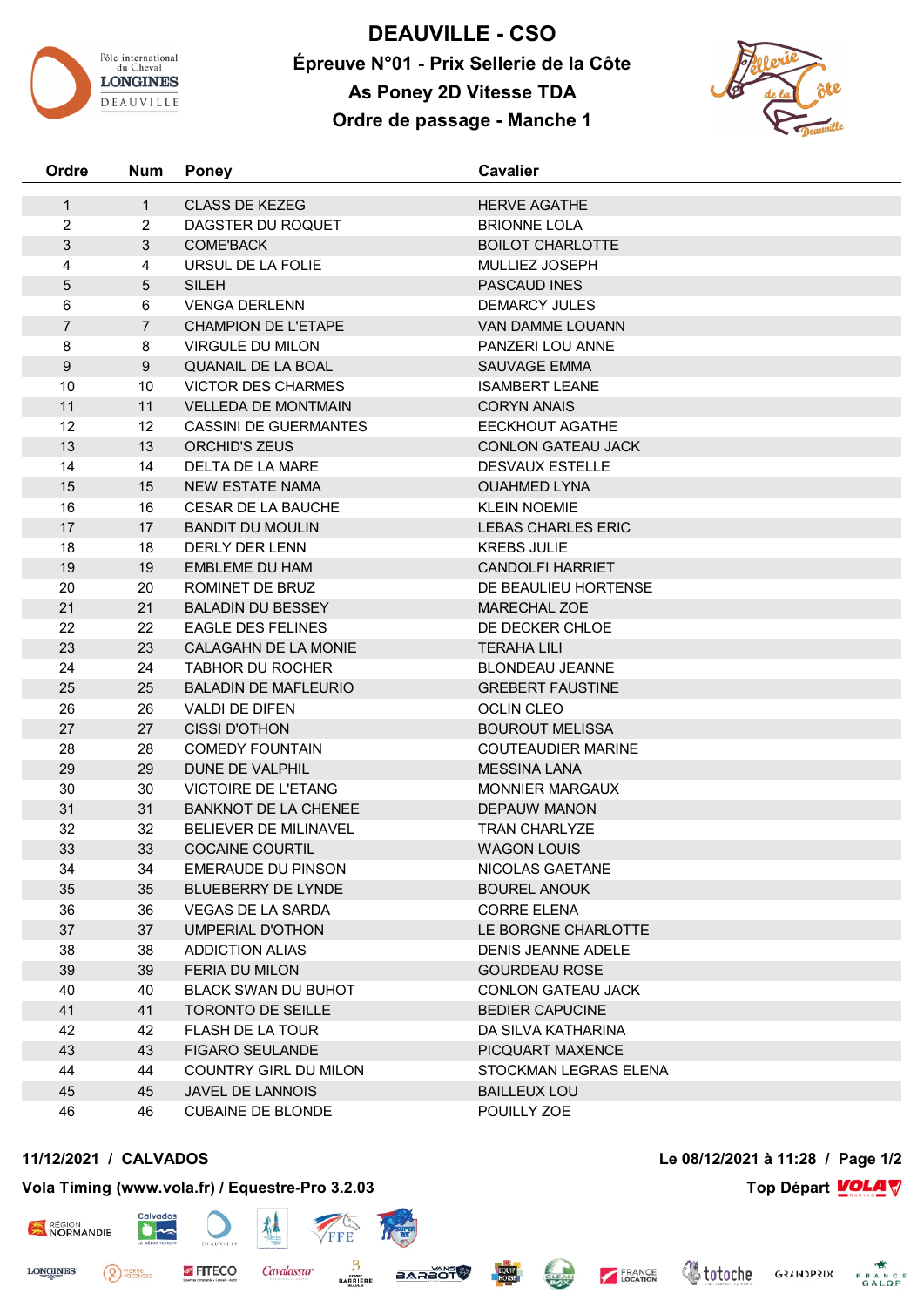# DEAUVILLE - CSO

## Épreuve N°01 - Prix Sellerie de la Côte

## As Poney 2D Vitesse TDA

## Ordre de passage - Manche 1

| Ordre | Num | Poney | Cavalier |
|---|---|---|---|
| 1 | 1 | CLASS DE KEZEG | HERVE AGATHE |
| 2 | 2 | DAGSTER DU ROQUET | BRIONNE LOLA |
| 3 | 3 | COME'BACK | BOILOT CHARLOTTE |
| 4 | 4 | URSUL DE LA FOLIE | MULLIEZ JOSEPH |
| 5 | 5 | SILEH | PASCAUD INES |
| 6 | 6 | VENGA DERLENN | DEMARCY JULES |
| 7 | 7 | CHAMPION DE L'ETAPE | VAN DAMME LOUANN |
| 8 | 8 | VIRGULE DU MILON | PANZERI LOU ANNE |
| 9 | 9 | QUANAIL DE LA BOAL | SAUVAGE EMMA |
| 10 | 10 | VICTOR DES CHARMES | ISAMBERT LEANE |
| 11 | 11 | VELLEDA DE MONTMAIN | CORYN ANAIS |
| 12 | 12 | CASSINI DE GUERMANTES | EECKHOUT AGATHE |
| 13 | 13 | ORCHID'S ZEUS | CONLON GATEAU JACK |
| 14 | 14 | DELTA DE LA MARE | DESVAUX ESTELLE |
| 15 | 15 | NEW ESTATE NAMA | OUAHMED LYNA |
| 16 | 16 | CESAR DE LA BAUCHE | KLEIN NOEMIE |
| 17 | 17 | BANDIT DU MOULIN | LEBAS CHARLES ERIC |
| 18 | 18 | DERLY DER LENN | KREBS JULIE |
| 19 | 19 | EMBLEME DU HAM | CANDOLFI HARRIET |
| 20 | 20 | ROMINET DE BRUZ | DE BEAULIEU HORTENSE |
| 21 | 21 | BALADIN DU BESSEY | MARECHAL ZOE |
| 22 | 22 | EAGLE DES FELINES | DE DECKER CHLOE |
| 23 | 23 | CALAGAHN DE LA MONIE | TERAHA LILI |
| 24 | 24 | TABHOR DU ROCHER | BLONDEAU JEANNE |
| 25 | 25 | BALADIN DE MAFLEURIO | GREBERT FAUSTINE |
| 26 | 26 | VALDI DE DIFEN | OCLIN CLEO |
| 27 | 27 | CISSI D'OTHON | BOUROUT MELISSA |
| 28 | 28 | COMEDY FOUNTAIN | COUTEAUDIER MARINE |
| 29 | 29 | DUNE DE VALPHIL | MESSINA LANA |
| 30 | 30 | VICTOIRE DE L'ETANG | MONNIER MARGAUX |
| 31 | 31 | BANKNOT DE LA CHENEE | DEPAUW MANON |
| 32 | 32 | BELIEVER DE MILINAVEL | TRAN CHARLYZE |
| 33 | 33 | COCAINE COURTIL | WAGON LOUIS |
| 34 | 34 | EMERAUDE DU PINSON | NICOLAS GAETANE |
| 35 | 35 | BLUEBERRY DE LYNDE | BOUREL ANOUK |
| 36 | 36 | VEGAS DE LA SARDA | CORRE ELENA |
| 37 | 37 | UMPERIAL D'OTHON | LE BORGNE CHARLOTTE |
| 38 | 38 | ADDICTION ALIAS | DENIS JEANNE ADELE |
| 39 | 39 | FERIA DU MILON | GOURDEAU ROSE |
| 40 | 40 | BLACK SWAN DU BUHOT | CONLON GATEAU JACK |
| 41 | 41 | TORONTO DE SEILLE | BEDIER CAPUCINE |
| 42 | 42 | FLASH DE LA TOUR | DA SILVA KATHARINA |
| 43 | 43 | FIGARO SEULANDE | PICQUART MAXENCE |
| 44 | 44 | COUNTRY GIRL DU MILON | STOCKMAN LEGRAS ELENA |
| 45 | 45 | JAVEL DE LANNOIS | BAILLEUX LOU |
| 46 | 46 | CUBAINE DE BLONDE | POUILLY ZOE |

**11/12/2021 / CALVADOS** **Le 08/12/2021 à 11:28**

**Vola Timing (www.vola.fr) / Equestre-Pro 3.2.03** **Top Départ**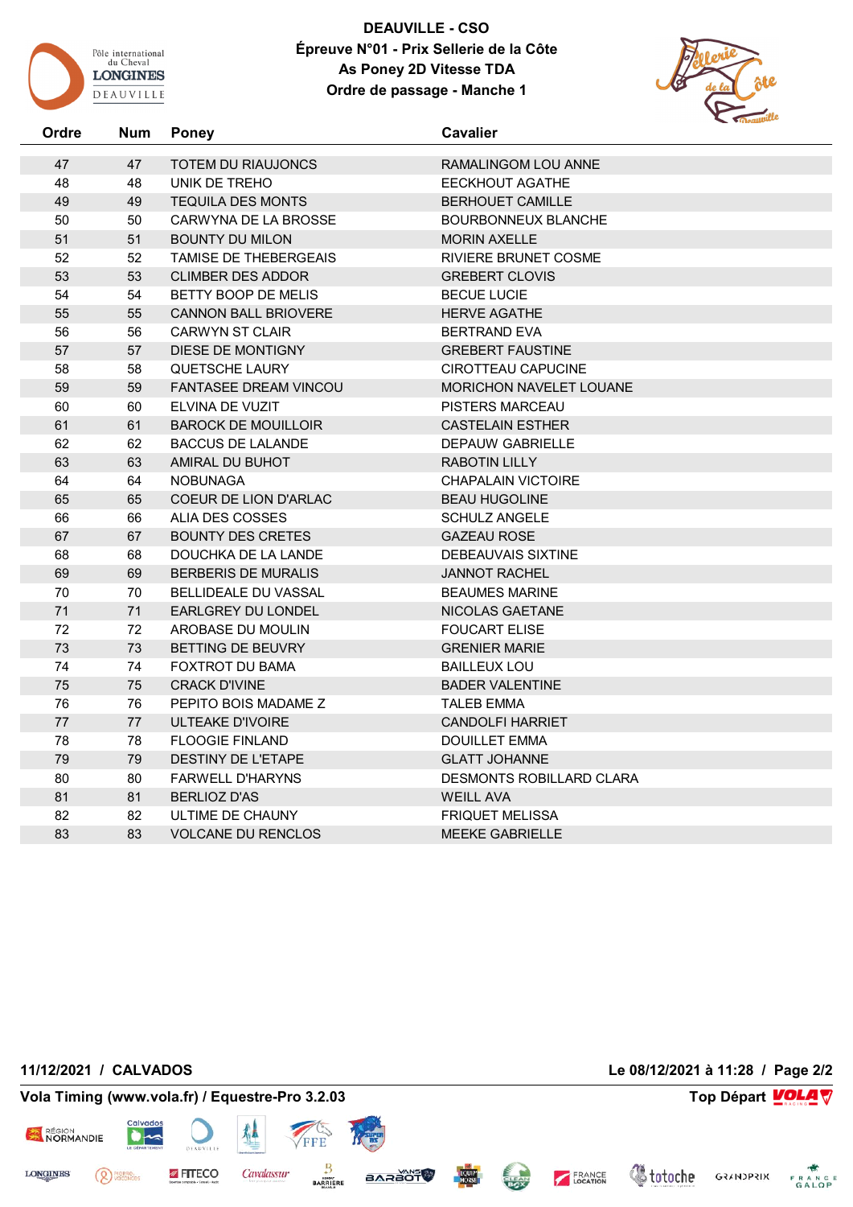**DEAUVILLE - CSO**
**Épreuve N°01 - Prix Sellerie de la Côte**
**As Poney 2D Vitesse TDA**
**Ordre de passage - Manche 1**

| Ordre | Num | Poney | Cavalier |
|---|---|---|---|
| 47 | 47 | TOTEM DU RIAUJONCS | RAMALINGOM LOU ANNE |
| 48 | 48 | UNIK DE TREHO | EECKHOUT AGATHE |
| 49 | 49 | TEQUILA DES MONTS | BERHOUET CAMILLE |
| 50 | 50 | CARWYNA DE LA BROSSE | BOURBONNEUX BLANCHE |
| 51 | 51 | BOUNTY DU MILON | MORIN AXELLE |
| 52 | 52 | TAMISE DE THEBERGEAIS | RIVIERE BRUNET COSME |
| 53 | 53 | CLIMBER DES ADDOR | GREBERT CLOVIS |
| 54 | 54 | BETTY BOOP DE MELIS | BECUE LUCIE |
| 55 | 55 | CANNON BALL BRIOVERE | HERVE AGATHE |
| 56 | 56 | CARWYN ST CLAIR | BERTRAND EVA |
| 57 | 57 | DIESE DE MONTIGNY | GREBERT FAUSTINE |
| 58 | 58 | QUETSCHE LAURY | CIROTTEAU CAPUCINE |
| 59 | 59 | FANTASEE DREAM VINCOU | MORICHON NAVELET LOUANE |
| 60 | 60 | ELVINA DE VUZIT | PISTERS MARCEAU |
| 61 | 61 | BAROCK DE MOUILLOIR | CASTELAIN ESTHER |
| 62 | 62 | BACCUS DE LALANDE | DEPAUW GABRIELLE |
| 63 | 63 | AMIRAL DU BUHOT | RABOTIN LILLY |
| 64 | 64 | NOBUNAGA | CHAPALAIN VICTOIRE |
| 65 | 65 | COEUR DE LION D'ARLAC | BEAU HUGOLINE |
| 66 | 66 | ALIA DES COSSES | SCHULZ ANGELE |
| 67 | 67 | BOUNTY DES CRETES | GAZEAU ROSE |
| 68 | 68 | DOUCHKA DE LA LANDE | DEBEAUVAIS SIXTINE |
| 69 | 69 | BERBERIS DE MURALIS | JANNOT RACHEL |
| 70 | 70 | BELLIDEALE DU VASSAL | BEAUMES MARINE |
| 71 | 71 | EARLGREY DU LONDEL | NICOLAS GAETANE |
| 72 | 72 | AROBASE DU MOULIN | FOUCART ELISE |
| 73 | 73 | BETTING DE BEUVRY | GRENIER MARIE |
| 74 | 74 | FOXTROT DU BAMA | BAILLEUX LOU |
| 75 | 75 | CRACK D'IVINE | BADER VALENTINE |
| 76 | 76 | PEPITO BOIS MADAME Z | TALEB EMMA |
| 77 | 77 | ULTEAKE D'IVOIRE | CANDOLFI HARRIET |
| 78 | 78 | FLOOGIE FINLAND | DOUILLET EMMA |
| 79 | 79 | DESTINY DE L'ETAPE | GLATT JOHANNE |
| 80 | 80 | FARWELL D'HARYNS | DESMONTS ROBILLARD CLARA |
| 81 | 81 | BERLIOZ D'AS | WEILL AVA |
| 82 | 82 | ULTIME DE CHAUNY | FRIQUET MELISSA |
| 83 | 83 | VOLCANE DU RENCLOS | MEEKE GABRIELLE |

**11/12/2021 / CALVADOS** — **Le 08/12/2021 à 11:28**

**Vola Timing (www.vola.fr) / Equestre-Pro 3.2.03** — **Top Départ**